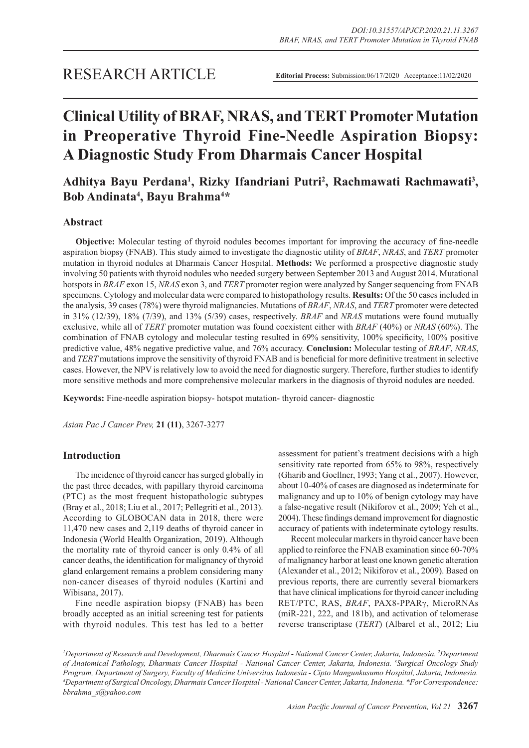RESEARCH ARTICLE

**Editorial Process:** Submission:06/17/2020 Acceptance:11/02/2020

# Clinical Utility of BRAF, NRAS, and TERT Promoter Mutation in Preoperative Thyroid Fine-Needle Aspiration Biopsy: A Diagnostic Study From Dharmais Cancer Hospital

**Adhitya Bayu Perdana[1], Rizky Ifandriani Putri[2], Rachmawati Rachmawati[3], Bob Andinata[4], Bayu Brahma[4]***

## Abstract

**Objective:** Molecular testing of thyroid nodules becomes important for improving the accuracy of fine-needle aspiration biopsy (FNAB). This study aimed to investigate the diagnostic utility of *BRAF*, *NRAS*, and *TERT* promoter mutation in thyroid nodules at Dharmais Cancer Hospital. **Methods:** We performed a prospective diagnostic study involving 50 patients with thyroid nodules who needed surgery between September 2013 and August 2014. Mutational hotspots in *BRAF* exon 15, *NRAS* exon 3, and *TERT* promoter region were analyzed by Sanger sequencing from FNAB specimens. Cytology and molecular data were compared to histopathology results. **Results:** Of the 50 cases included in the analysis, 39 cases (78%) were thyroid malignancies. Mutations of *BRAF*, *NRAS*, and *TERT* promoter were detected in 31% (12/39), 18% (7/39), and 13% (5/39) cases, respectively. *BRAF* and *NRAS* mutations were found mutually exclusive, while all of *TERT* promoter mutation was found coexistent either with *BRAF* (40%) or *NRAS* (60%). The combination of FNAB cytology and molecular testing resulted in 69% sensitivity, 100% specificity, 100% positive predictive value, 48% negative predictive value, and 76% accuracy. **Conclusion:** Molecular testing of *BRAF*, *NRAS*, and *TERT* mutations improve the sensitivity of thyroid FNAB and is beneficial for more definitive treatment in selective cases. However, the NPV is relatively low to avoid the need for diagnostic surgery. Therefore, further studies to identify more sensitive methods and more comprehensive molecular markers in the diagnosis of thyroid nodules are needed.

**Keywords:** Fine-needle aspiration biopsy- hotspot mutation- thyroid cancer- diagnostic

*Asian Pac J Cancer Prev,* **21 (11)**, 3267-3277

## Introduction

The incidence of thyroid cancer has surged globally in the past three decades, with papillary thyroid carcinoma (PTC) as the most frequent histopathologic subtypes (Bray et al., 2018; Liu et al., 2017; Pellegriti et al., 2013). According to GLOBOCAN data in 2018, there were 11,470 new cases and 2,119 deaths of thyroid cancer in Indonesia (World Health Organization, 2019). Although the mortality rate of thyroid cancer is only 0.4% of all cancer deaths, the identification for malignancy of thyroid gland enlargement remains a problem considering many non-cancer diseases of thyroid nodules (Kartini and Wibisana, 2017).

Fine needle aspiration biopsy (FNAB) has been broadly accepted as an initial screening test for patients with thyroid nodules. This test has led to a better assessment for patient's treatment decisions with a high sensitivity rate reported from 65% to 98%, respectively (Gharib and Goellner, 1993; Yang et al., 2007). However, about 10-40% of cases are diagnosed as indeterminate for malignancy and up to 10% of benign cytology may have a false-negative result (Nikiforov et al., 2009; Yeh et al., 2004). These findings demand improvement for diagnostic accuracy of patients with indeterminate cytology results.

Recent molecular markers in thyroid cancer have been applied to reinforce the FNAB examination since 60-70% of malignancy harbor at least one known genetic alteration (Alexander et al., 2012; Nikiforov et al., 2009). Based on previous reports, there are currently several biomarkers that have clinical implications for thyroid cancer including RET/PTC, RAS, *BRAF*, PAX8-PPARγ, MicroRNAs (miR-221, 222, and 181b), and activation of telomerase reverse transcriptase (*TERT*) (Albarel et al., 2012; Liu

*[1]Department of Research and Development, Dharmais Cancer Hospital - National Cancer Center, Jakarta, Indonesia. [2]Department of Anatomical Pathology, Dharmais Cancer Hospital - National Cancer Center, Jakarta, Indonesia. [3]Surgical Oncology Study Program, Department of Surgery, Faculty of Medicine Universitas Indonesia - Cipto Mangunkusumo Hospital, Jakarta, Indonesia. [4]Department of Surgical Oncology, Dharmais Cancer Hospital - National Cancer Center, Jakarta, Indonesia. \*For Correspondence: bbrahma_s@yahoo.com*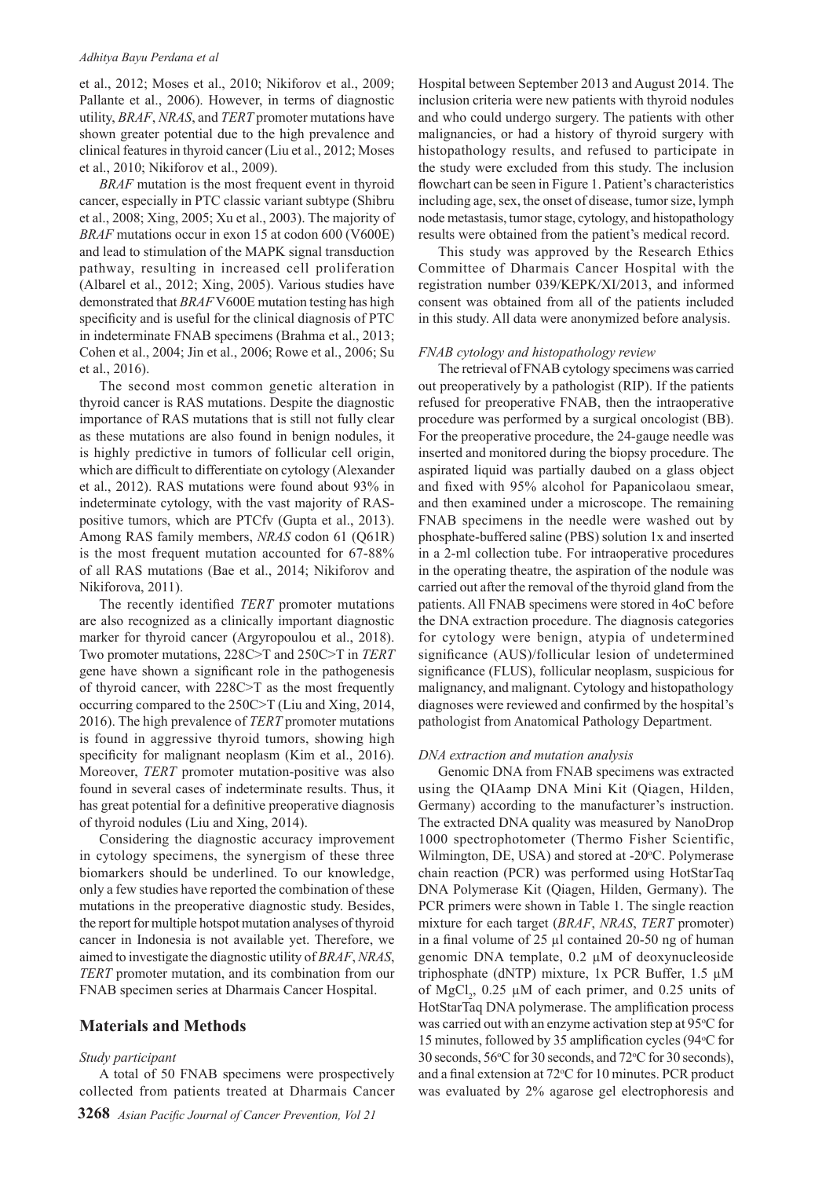et al., 2012; Moses et al., 2010; Nikiforov et al., 2009; Pallante et al., 2006). However, in terms of diagnostic utility, *BRAF*, *NRAS*, and *TERT* promoter mutations have shown greater potential due to the high prevalence and clinical features in thyroid cancer (Liu et al., 2012; Moses et al., 2010; Nikiforov et al., 2009).

*BRAF* mutation is the most frequent event in thyroid cancer, especially in PTC classic variant subtype (Shibru et al., 2008; Xing, 2005; Xu et al., 2003). The majority of *BRAF* mutations occur in exon 15 at codon 600 (V600E) and lead to stimulation of the MAPK signal transduction pathway, resulting in increased cell proliferation (Albarel et al., 2012; Xing, 2005). Various studies have demonstrated that *BRAF* V600E mutation testing has high specificity and is useful for the clinical diagnosis of PTC in indeterminate FNAB specimens (Brahma et al., 2013; Cohen et al., 2004; Jin et al., 2006; Rowe et al., 2006; Su et al., 2016).

The second most common genetic alteration in thyroid cancer is RAS mutations. Despite the diagnostic importance of RAS mutations that is still not fully clear as these mutations are also found in benign nodules, it is highly predictive in tumors of follicular cell origin, which are difficult to differentiate on cytology (Alexander et al., 2012). RAS mutations were found about 93% in indeterminate cytology, with the vast majority of RAS-positive tumors, which are PTCfv (Gupta et al., 2013). Among RAS family members, *NRAS* codon 61 (Q61R) is the most frequent mutation accounted for 67-88% of all RAS mutations (Bae et al., 2014; Nikiforov and Nikiforova, 2011).

The recently identified *TERT* promoter mutations are also recognized as a clinically important diagnostic marker for thyroid cancer (Argyropoulou et al., 2018). Two promoter mutations, 228C>T and 250C>T in *TERT* gene have shown a significant role in the pathogenesis of thyroid cancer, with 228C>T as the most frequently occurring compared to the 250C>T (Liu and Xing, 2014, 2016). The high prevalence of *TERT* promoter mutations is found in aggressive thyroid tumors, showing high specificity for malignant neoplasm (Kim et al., 2016). Moreover, *TERT* promoter mutation-positive was also found in several cases of indeterminate results. Thus, it has great potential for a definitive preoperative diagnosis of thyroid nodules (Liu and Xing, 2014).

Considering the diagnostic accuracy improvement in cytology specimens, the synergism of these three biomarkers should be underlined. To our knowledge, only a few studies have reported the combination of these mutations in the preoperative diagnostic study. Besides, the report for multiple hotspot mutation analyses of thyroid cancer in Indonesia is not available yet. Therefore, we aimed to investigate the diagnostic utility of *BRAF*, *NRAS*, *TERT* promoter mutation, and its combination from our FNAB specimen series at Dharmais Cancer Hospital.

## Materials and Methods

### *Study participant*

A total of 50 FNAB specimens were prospectively collected from patients treated at Dharmais Cancer Hospital between September 2013 and August 2014. The inclusion criteria were new patients with thyroid nodules and who could undergo surgery. The patients with other malignancies, or had a history of thyroid surgery with histopathology results, and refused to participate in the study were excluded from this study. The inclusion flowchart can be seen in Figure 1. Patient's characteristics including age, sex, the onset of disease, tumor size, lymph node metastasis, tumor stage, cytology, and histopathology results were obtained from the patient's medical record.

This study was approved by the Research Ethics Committee of Dharmais Cancer Hospital with the registration number 039/KEPK/XI/2013, and informed consent was obtained from all of the patients included in this study. All data were anonymized before analysis.

### *FNAB cytology and histopathology review*

The retrieval of FNAB cytology specimens was carried out preoperatively by a pathologist (RIP). If the patients refused for preoperative FNAB, then the intraoperative procedure was performed by a surgical oncologist (BB). For the preoperative procedure, the 24-gauge needle was inserted and monitored during the biopsy procedure. The aspirated liquid was partially daubed on a glass object and fixed with 95% alcohol for Papanicolaou smear, and then examined under a microscope. The remaining FNAB specimens in the needle were washed out by phosphate-buffered saline (PBS) solution 1x and inserted in a 2-ml collection tube. For intraoperative procedures in the operating theatre, the aspiration of the nodule was carried out after the removal of the thyroid gland from the patients. All FNAB specimens were stored in 4oC before the DNA extraction procedure. The diagnosis categories for cytology were benign, atypia of undetermined significance (AUS)/follicular lesion of undetermined significance (FLUS), follicular neoplasm, suspicious for malignancy, and malignant. Cytology and histopathology diagnoses were reviewed and confirmed by the hospital's pathologist from Anatomical Pathology Department.

### *DNA extraction and mutation analysis*

Genomic DNA from FNAB specimens was extracted using the QIAamp DNA Mini Kit (Qiagen, Hilden, Germany) according to the manufacturer's instruction. The extracted DNA quality was measured by NanoDrop 1000 spectrophotometer (Thermo Fisher Scientific, Wilmington, DE, USA) and stored at -20$^{o}$C. Polymerase chain reaction (PCR) was performed using HotStarTaq DNA Polymerase Kit (Qiagen, Hilden, Germany). The PCR primers were shown in Table 1. The single reaction mixture for each target (*BRAF*, *NRAS*, *TERT* promoter) in a final volume of 25 µl contained 20-50 ng of human genomic DNA template, 0.2 µM of deoxynucleoside triphosphate (dNTP) mixture, 1x PCR Buffer, 1.5 µM of $MgCl_2$, 0.25 µM of each primer, and 0.25 units of HotStarTaq DNA polymerase. The amplification process was carried out with an enzyme activation step at 95$^{o}$C for 15 minutes, followed by 35 amplification cycles (94$^{o}$C for 30 seconds, 56$^{o}$C for 30 seconds, and 72$^{o}$C for 30 seconds), and a final extension at 72$^{o}$C for 10 minutes. PCR product was evaluated by 2% agarose gel electrophoresis and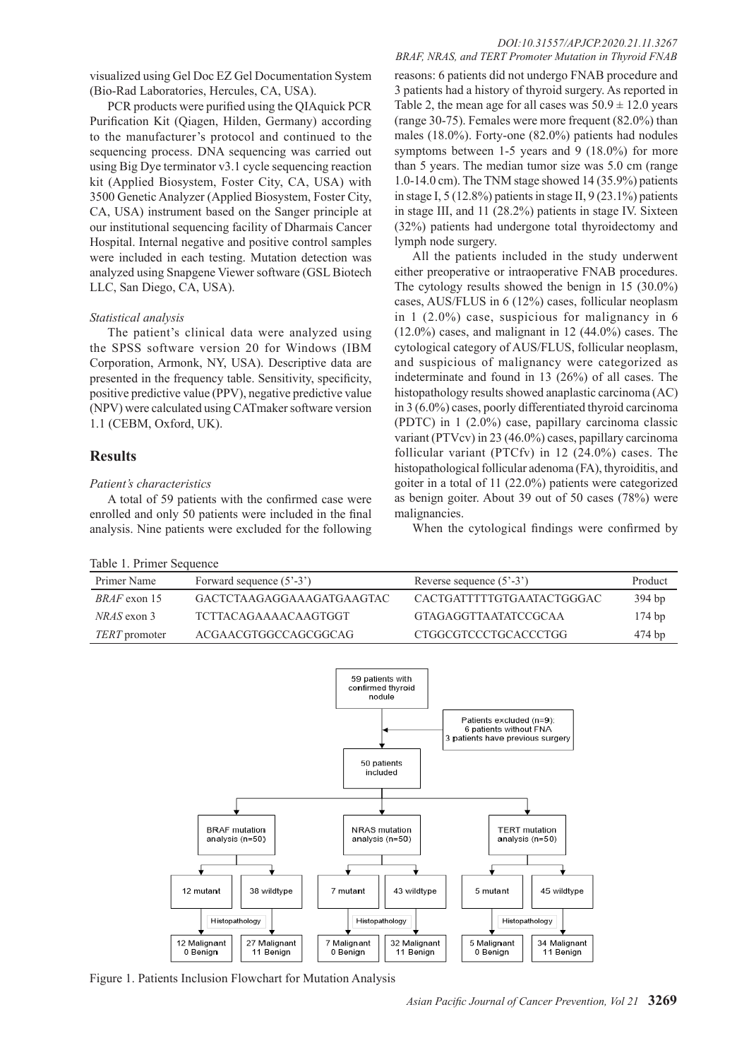visualized using Gel Doc EZ Gel Documentation System (Bio-Rad Laboratories, Hercules, CA, USA).

PCR products were purified using the QIAquick PCR Purification Kit (Qiagen, Hilden, Germany) according to the manufacturer's protocol and continued to the sequencing process. DNA sequencing was carried out using Big Dye terminator v3.1 cycle sequencing reaction kit (Applied Biosystem, Foster City, CA, USA) with 3500 Genetic Analyzer (Applied Biosystem, Foster City, CA, USA) instrument based on the Sanger principle at our institutional sequencing facility of Dharmais Cancer Hospital. Internal negative and positive control samples were included in each testing. Mutation detection was analyzed using Snapgene Viewer software (GSL Biotech LLC, San Diego, CA, USA).

*Statistical analysis*

The patient's clinical data were analyzed using the SPSS software version 20 for Windows (IBM Corporation, Armonk, NY, USA). Descriptive data are presented in the frequency table. Sensitivity, specificity, positive predictive value (PPV), negative predictive value (NPV) were calculated using CATmaker software version 1.1 (CEBM, Oxford, UK).

## Results

*Patient's characteristics*

A total of 59 patients with the confirmed case were enrolled and only 50 patients were included in the final analysis. Nine patients were excluded for the following reasons: 6 patients did not undergo FNAB procedure and 3 patients had a history of thyroid surgery. As reported in Table 2, the mean age for all cases was 50.9 ± 12.0 years (range 30-75). Females were more frequent (82.0%) than males (18.0%). Forty-one (82.0%) patients had nodules symptoms between 1-5 years and 9 (18.0%) for more than 5 years. The median tumor size was 5.0 cm (range 1.0-14.0 cm). The TNM stage showed 14 (35.9%) patients in stage I, 5 (12.8%) patients in stage II, 9 (23.1%) patients in stage III, and 11 (28.2%) patients in stage IV. Sixteen (32%) patients had undergone total thyroidectomy and lymph node surgery.

All the patients included in the study underwent either preoperative or intraoperative FNAB procedures. The cytology results showed the benign in 15 (30.0%) cases, AUS/FLUS in 6 (12%) cases, follicular neoplasm in 1 (2.0%) case, suspicious for malignancy in 6 (12.0%) cases, and malignant in 12 (44.0%) cases. The cytological category of AUS/FLUS, follicular neoplasm, and suspicious of malignancy were categorized as indeterminate and found in 13 (26%) of all cases. The histopathology results showed anaplastic carcinoma (AC) in 3 (6.0%) cases, poorly differentiated thyroid carcinoma (PDTC) in 1 (2.0%) case, papillary carcinoma classic variant (PTVcv) in 23 (46.0%) cases, papillary carcinoma follicular variant (PTCfv) in 12 (24.0%) cases. The histopathological follicular adenoma (FA), thyroiditis, and goiter in a total of 11 (22.0%) patients were categorized as benign goiter. About 39 out of 50 cases (78%) were malignancies.

When the cytological findings were confirmed by

Table 1. Primer Sequence

| Primer Name | Forward sequence (5'-3') | Reverse sequence (5'-3') | Product |
|---|---|---|---|
| *BRAF* exon 15 | GACTCTAAGAGGAAAGATGAAGTAC | CACTGATTTTTGTGAATACTGGGAC | 394 bp |
| *NRAS* exon 3 | TCTTACAGAAAACAAGTGGT | GTAGAGGTTAATATCCGCAA | 174 bp |
| *TERT* promoter | ACGAACGTGGCCAGCGGCAG | CTGGCGTCCCTGCACCCTGG | 474 bp |

59 patients with confirmed thyroid nodule → Patients excluded (n=9): 6 patients without FNA; 3 patients have previous surgery → 50 patients included

- BRAF mutation analysis (n=50): 12 mutant → Histopathology → 12 Malignant, 0 Benign; 38 wildtype → 27 Malignant, 11 Benign
- NRAS mutation analysis (n=50): 7 mutant → Histopathology → 7 Malignant, 0 Benign; 43 wildtype → 32 Malignant, 11 Benign
- TERT mutation analysis (n=50): 5 mutant → Histopathology → 5 Malignant, 0 Benign; 45 wildtype → 34 Malignant, 11 Benign

Figure 1. Patients Inclusion Flowchart for Mutation Analysis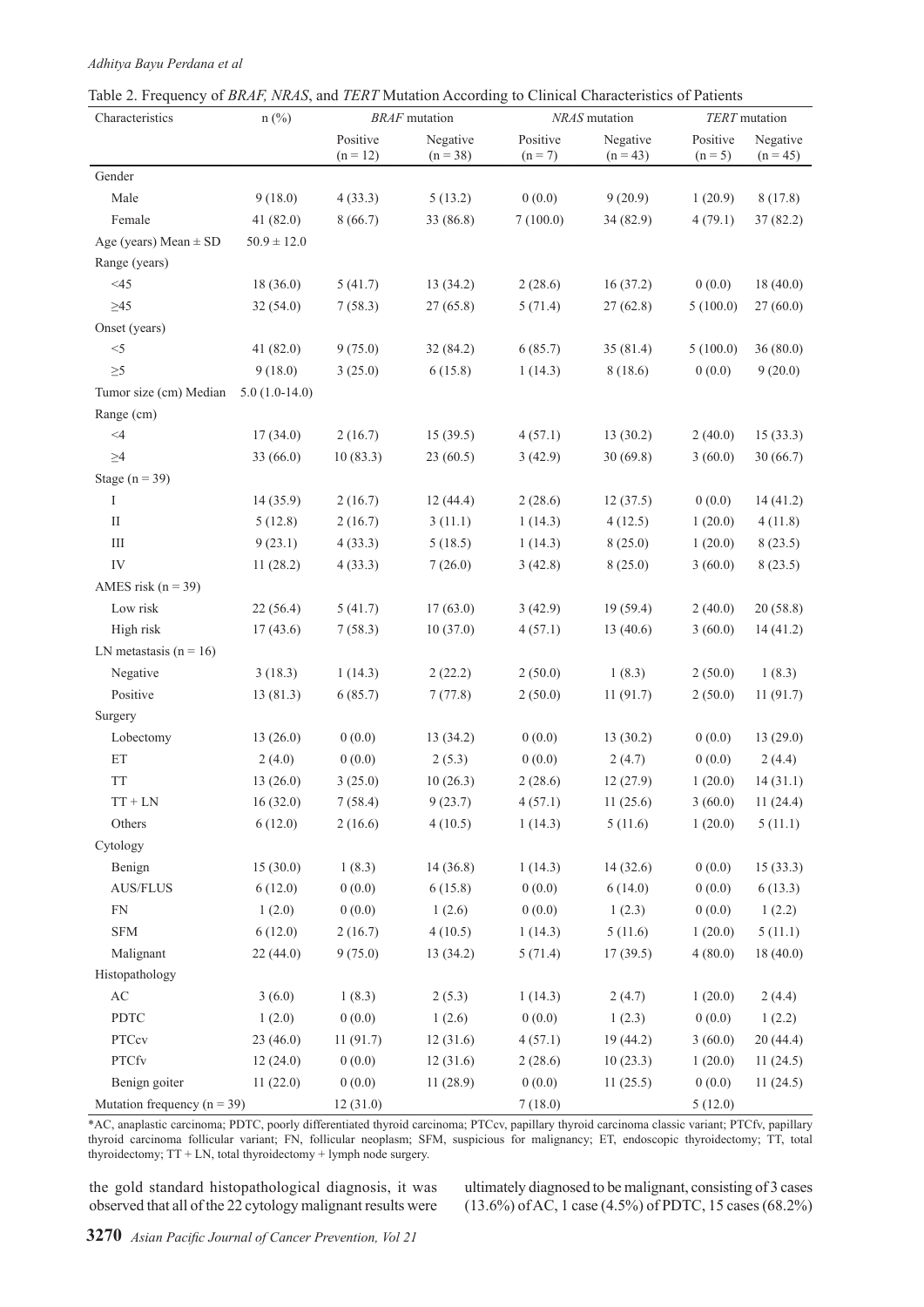Table 2. Frequency of *BRAF, NRAS*, and *TERT* Mutation According to Clinical Characteristics of Patients

| Characteristics | n (%) | *BRAF* mutation | | *NRAS* mutation | | *TERT* mutation | |
|---|---|---|---|---|---|---|---|
| | | Positive (n = 12) | Negative (n = 38) | Positive (n = 7) | Negative (n = 43) | Positive (n = 5) | Negative (n = 45) |
| Gender | | | | | | | |
| Male | 9 (18.0) | 4 (33.3) | 5 (13.2) | 0 (0.0) | 9 (20.9) | 1 (20.9) | 8 (17.8) |
| Female | 41 (82.0) | 8 (66.7) | 33 (86.8) | 7 (100.0) | 34 (82.9) | 4 (79.1) | 37 (82.2) |
| Age (years) Mean ± SD | 50.9 ± 12.0 | | | | | | |
| Range (years) | | | | | | | |
| <45 | 18 (36.0) | 5 (41.7) | 13 (34.2) | 2 (28.6) | 16 (37.2) | 0 (0.0) | 18 (40.0) |
| ≥45 | 32 (54.0) | 7 (58.3) | 27 (65.8) | 5 (71.4) | 27 (62.8) | 5 (100.0) | 27 (60.0) |
| Onset (years) | | | | | | | |
| <5 | 41 (82.0) | 9 (75.0) | 32 (84.2) | 6 (85.7) | 35 (81.4) | 5 (100.0) | 36 (80.0) |
| ≥5 | 9 (18.0) | 3 (25.0) | 6 (15.8) | 1 (14.3) | 8 (18.6) | 0 (0.0) | 9 (20.0) |
| Tumor size (cm) Median | 5.0 (1.0-14.0) | | | | | | |
| Range (cm) | | | | | | | |
| <4 | 17 (34.0) | 2 (16.7) | 15 (39.5) | 4 (57.1) | 13 (30.2) | 2 (40.0) | 15 (33.3) |
| ≥4 | 33 (66.0) | 10 (83.3) | 23 (60.5) | 3 (42.9) | 30 (69.8) | 3 (60.0) | 30 (66.7) |
| Stage (n = 39) | | | | | | | |
| I | 14 (35.9) | 2 (16.7) | 12 (44.4) | 2 (28.6) | 12 (37.5) | 0 (0.0) | 14 (41.2) |
| II | 5 (12.8) | 2 (16.7) | 3 (11.1) | 1 (14.3) | 4 (12.5) | 1 (20.0) | 4 (11.8) |
| III | 9 (23.1) | 4 (33.3) | 5 (18.5) | 1 (14.3) | 8 (25.0) | 1 (20.0) | 8 (23.5) |
| IV | 11 (28.2) | 4 (33.3) | 7 (26.0) | 3 (42.8) | 8 (25.0) | 3 (60.0) | 8 (23.5) |
| AMES risk (n = 39) | | | | | | | |
| Low risk | 22 (56.4) | 5 (41.7) | 17 (63.0) | 3 (42.9) | 19 (59.4) | 2 (40.0) | 20 (58.8) |
| High risk | 17 (43.6) | 7 (58.3) | 10 (37.0) | 4 (57.1) | 13 (40.6) | 3 (60.0) | 14 (41.2) |
| LN metastasis (n = 16) | | | | | | | |
| Negative | 3 (18.3) | 1 (14.3) | 2 (22.2) | 2 (50.0) | 1 (8.3) | 2 (50.0) | 1 (8.3) |
| Positive | 13 (81.3) | 6 (85.7) | 7 (77.8) | 2 (50.0) | 11 (91.7) | 2 (50.0) | 11 (91.7) |
| Surgery | | | | | | | |
| Lobectomy | 13 (26.0) | 0 (0.0) | 13 (34.2) | 0 (0.0) | 13 (30.2) | 0 (0.0) | 13 (29.0) |
| ET | 2 (4.0) | 0 (0.0) | 2 (5.3) | 0 (0.0) | 2 (4.7) | 0 (0.0) | 2 (4.4) |
| TT | 13 (26.0) | 3 (25.0) | 10 (26.3) | 2 (28.6) | 12 (27.9) | 1 (20.0) | 14 (31.1) |
| TT + LN | 16 (32.0) | 7 (58.4) | 9 (23.7) | 4 (57.1) | 11 (25.6) | 3 (60.0) | 11 (24.4) |
| Others | 6 (12.0) | 2 (16.6) | 4 (10.5) | 1 (14.3) | 5 (11.6) | 1 (20.0) | 5 (11.1) |
| Cytology | | | | | | | |
| Benign | 15 (30.0) | 1 (8.3) | 14 (36.8) | 1 (14.3) | 14 (32.6) | 0 (0.0) | 15 (33.3) |
| AUS/FLUS | 6 (12.0) | 0 (0.0) | 6 (15.8) | 0 (0.0) | 6 (14.0) | 0 (0.0) | 6 (13.3) |
| FN | 1 (2.0) | 0 (0.0) | 1 (2.6) | 0 (0.0) | 1 (2.3) | 0 (0.0) | 1 (2.2) |
| SFM | 6 (12.0) | 2 (16.7) | 4 (10.5) | 1 (14.3) | 5 (11.6) | 1 (20.0) | 5 (11.1) |
| Malignant | 22 (44.0) | 9 (75.0) | 13 (34.2) | 5 (71.4) | 17 (39.5) | 4 (80.0) | 18 (40.0) |
| Histopathology | | | | | | | |
| AC | 3 (6.0) | 1 (8.3) | 2 (5.3) | 1 (14.3) | 2 (4.7) | 1 (20.0) | 2 (4.4) |
| PDTC | 1 (2.0) | 0 (0.0) | 1 (2.6) | 0 (0.0) | 1 (2.3) | 0 (0.0) | 1 (2.2) |
| PTCcv | 23 (46.0) | 11 (91.7) | 12 (31.6) | 4 (57.1) | 19 (44.2) | 3 (60.0) | 20 (44.4) |
| PTCfv | 12 (24.0) | 0 (0.0) | 12 (31.6) | 2 (28.6) | 10 (23.3) | 1 (20.0) | 11 (24.5) |
| Benign goiter | 11 (22.0) | 0 (0.0) | 11 (28.9) | 0 (0.0) | 11 (25.5) | 0 (0.0) | 11 (24.5) |
| Mutation frequency (n = 39) | | 12 (31.0) | | 7 (18.0) | | 5 (12.0) | |

*AC, anaplastic carcinoma; PDTC, poorly differentiated thyroid carcinoma; PTCcv, papillary thyroid carcinoma classic variant; PTCfv, papillary thyroid carcinoma follicular variant; FN, follicular neoplasm; SFM, suspicious for malignancy; ET, endoscopic thyroidectomy; TT, total thyroidectomy; TT + LN, total thyroidectomy + lymph node surgery.

the gold standard histopathological diagnosis, it was observed that all of the 22 cytology malignant results were ultimately diagnosed to be malignant, consisting of 3 cases (13.6%) of AC, 1 case (4.5%) of PDTC, 15 cases (68.2%)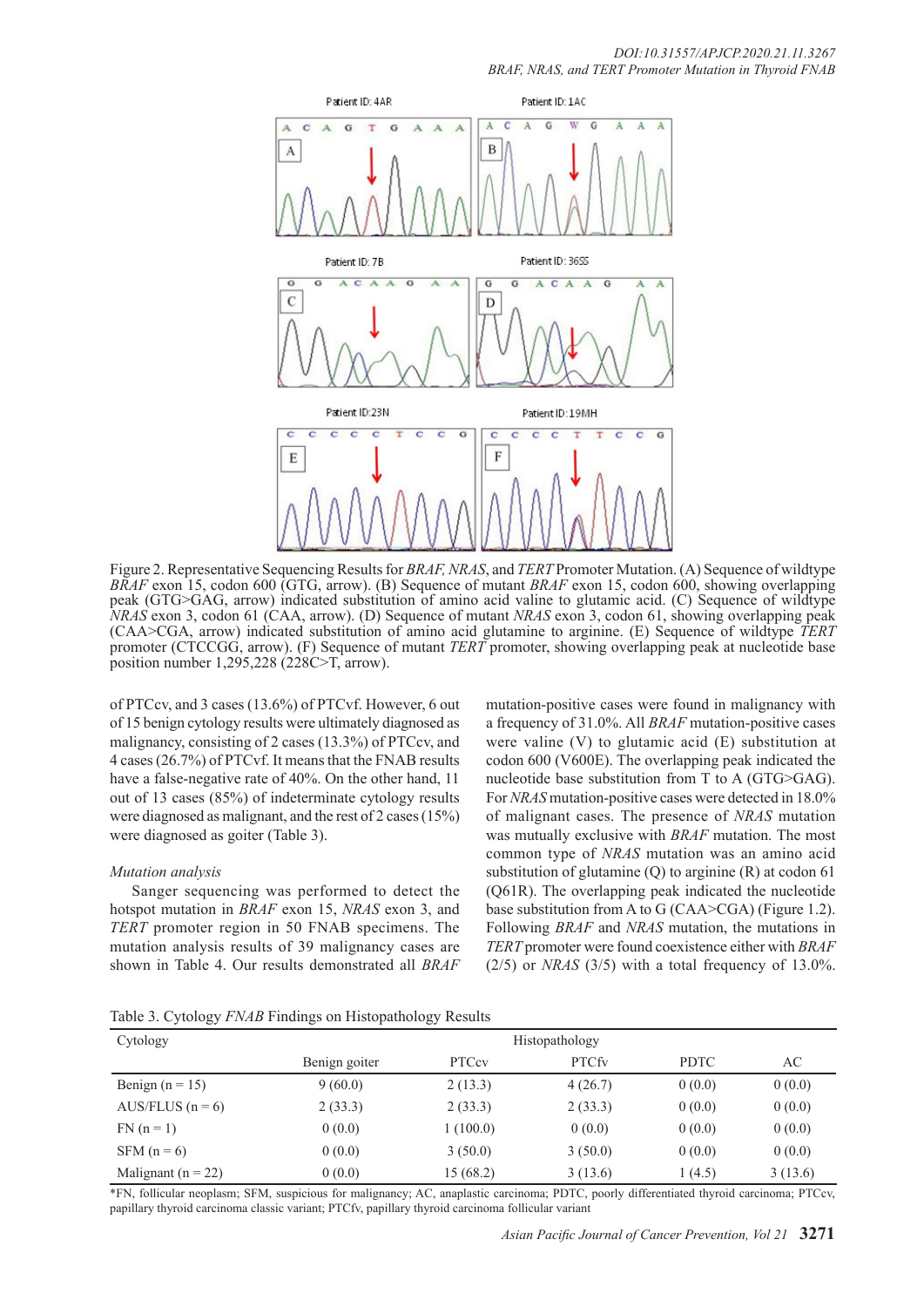Figure 2. Representative Sequencing Results for *BRAF, NRAS*, and *TERT* Promoter Mutation. (A) Sequence of wildtype *BRAF* exon 15, codon 600 (GTG, arrow). (B) Sequence of mutant *BRAF* exon 15, codon 600, showing overlapping peak (GTG>GAG, arrow) indicated substitution of amino acid valine to glutamic acid. (C) Sequence of wildtype *NRAS* exon 3, codon 61 (CAA, arrow). (D) Sequence of mutant *NRAS* exon 3, codon 61, showing overlapping peak (CAA>CGA, arrow) indicated substitution of amino acid glutamine to arginine. (E) Sequence of wildtype *TERT* promoter (CTCCGG, arrow). (F) Sequence of mutant *TERT* promoter, showing overlapping peak at nucleotide base position number 1,295,228 (228C>T, arrow).

of PTCcv, and 3 cases (13.6%) of PTCvf. However, 6 out of 15 benign cytology results were ultimately diagnosed as malignancy, consisting of 2 cases (13.3%) of PTCcv, and 4 cases (26.7%) of PTCvf. It means that the FNAB results have a false-negative rate of 40%. On the other hand, 11 out of 13 cases (85%) of indeterminate cytology results were diagnosed as malignant, and the rest of 2 cases (15%) were diagnosed as goiter (Table 3).

*Mutation analysis*

Sanger sequencing was performed to detect the hotspot mutation in *BRAF* exon 15, *NRAS* exon 3, and *TERT* promoter region in 50 FNAB specimens. The mutation analysis results of 39 malignancy cases are shown in Table 4. Our results demonstrated all *BRAF* mutation-positive cases were found in malignancy with a frequency of 31.0%. All *BRAF* mutation-positive cases were valine (V) to glutamic acid (E) substitution at codon 600 (V600E). The overlapping peak indicated the nucleotide base substitution from T to A (GTG>GAG). For *NRAS* mutation-positive cases were detected in 18.0% of malignant cases. The presence of *NRAS* mutation was mutually exclusive with *BRAF* mutation. The most common type of *NRAS* mutation was an amino acid substitution of glutamine (Q) to arginine (R) at codon 61 (Q61R). The overlapping peak indicated the nucleotide base substitution from A to G (CAA>CGA) (Figure 1.2). Following *BRAF* and *NRAS* mutation, the mutations in *TERT* promoter were found coexistence either with *BRAF* (2/5) or *NRAS* (3/5) with a total frequency of 13.0%.

Table 3. Cytology *FNAB* Findings on Histopathology Results

| Cytology | Histopathology | | | | |
|---|---|---|---|---|---|
| | Benign goiter | PTCcv | PTCfv | PDTC | AC |
| Benign (n = 15) | 9 (60.0) | 2 (13.3) | 4 (26.7) | 0 (0.0) | 0 (0.0) |
| AUS/FLUS (n = 6) | 2 (33.3) | 2 (33.3) | 2 (33.3) | 0 (0.0) | 0 (0.0) |
| FN (n = 1) | 0 (0.0) | 1 (100.0) | 0 (0.0) | 0 (0.0) | 0 (0.0) |
| SFM (n = 6) | 0 (0.0) | 3 (50.0) | 3 (50.0) | 0 (0.0) | 0 (0.0) |
| Malignant (n = 22) | 0 (0.0) | 15 (68.2) | 3 (13.6) | 1 (4.5) | 3 (13.6) |

*FN, follicular neoplasm; SFM, suspicious for malignancy; AC, anaplastic carcinoma; PDTC, poorly differentiated thyroid carcinoma; PTCcv, papillary thyroid carcinoma classic variant; PTCfv, papillary thyroid carcinoma follicular variant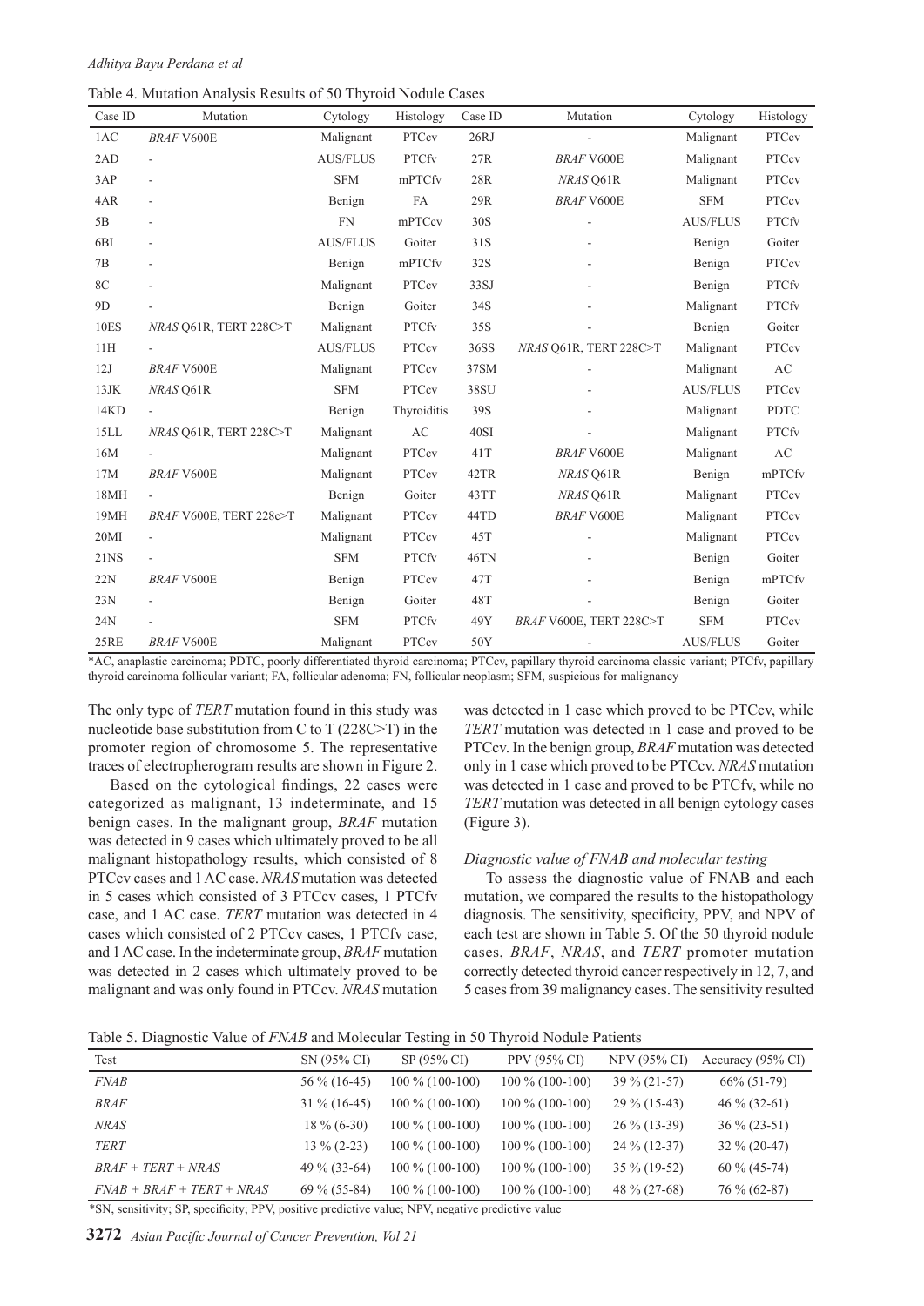Table 4. Mutation Analysis Results of 50 Thyroid Nodule Cases

| Case ID | Mutation | Cytology | Histology | Case ID | Mutation | Cytology | Histology |
|---|---|---|---|---|---|---|---|
| 1AC | *BRAF* V600E | Malignant | PTCcv | 26RJ | - | Malignant | PTCcv |
| 2AD | - | AUS/FLUS | PTCfv | 27R | *BRAF* V600E | Malignant | PTCcv |
| 3AP | - | SFM | mPTCfv | 28R | *NRAS* Q61R | Malignant | PTCcv |
| 4AR | - | Benign | FA | 29R | *BRAF* V600E | SFM | PTCcv |
| 5B | - | FN | mPTCcv | 30S | - | AUS/FLUS | PTCfv |
| 6BI | - | AUS/FLUS | Goiter | 31S | - | Benign | Goiter |
| 7B | - | Benign | mPTCfv | 32S | - | Benign | PTCcv |
| 8C | - | Malignant | PTCcv | 33SJ | - | Benign | PTCfv |
| 9D | - | Benign | Goiter | 34S | - | Malignant | PTCfv |
| 10ES | *NRAS* Q61R, TERT 228C>T | Malignant | PTCfv | 35S | - | Benign | Goiter |
| 11H | - | AUS/FLUS | PTCcv | 36SS | *NRAS* Q61R, TERT 228C>T | Malignant | PTCcv |
| 12J | *BRAF* V600E | Malignant | PTCcv | 37SM | - | Malignant | AC |
| 13JK | *NRAS* Q61R | SFM | PTCcv | 38SU | - | AUS/FLUS | PTCcv |
| 14KD | - | Benign | Thyroiditis | 39S | - | Malignant | PDTC |
| 15LL | *NRAS* Q61R, TERT 228C>T | Malignant | AC | 40SI | - | Malignant | PTCfv |
| 16M | - | Malignant | PTCcv | 41T | *BRAF* V600E | Malignant | AC |
| 17M | *BRAF* V600E | Malignant | PTCcv | 42TR | *NRAS* Q61R | Benign | mPTCfv |
| 18MH | - | Benign | Goiter | 43TT | *NRAS* Q61R | Malignant | PTCcv |
| 19MH | *BRAF* V600E, TERT 228c>T | Malignant | PTCcv | 44TD | *BRAF* V600E | Malignant | PTCcv |
| 20MI | - | Malignant | PTCcv | 45T | - | Malignant | PTCcv |
| 21NS | - | SFM | PTCfv | 46TN | - | Benign | Goiter |
| 22N | *BRAF* V600E | Benign | PTCcv | 47T | - | Benign | mPTCfv |
| 23N | - | Benign | Goiter | 48T | - | Benign | Goiter |
| 24N | - | SFM | PTCfv | 49Y | *BRAF* V600E, TERT 228C>T | SFM | PTCcv |
| 25RE | *BRAF* V600E | Malignant | PTCcv | 50Y | - | AUS/FLUS | Goiter |

*AC, anaplastic carcinoma; PDTC, poorly differentiated thyroid carcinoma; PTCcv, papillary thyroid carcinoma classic variant; PTCfv, papillary thyroid carcinoma follicular variant; FA, follicular adenoma; FN, follicular neoplasm; SFM, suspicious for malignancy

The only type of *TERT* mutation found in this study was nucleotide base substitution from C to T (228C>T) in the promoter region of chromosome 5. The representative traces of electropherogram results are shown in Figure 2.

Based on the cytological findings, 22 cases were categorized as malignant, 13 indeterminate, and 15 benign cases. In the malignant group, *BRAF* mutation was detected in 9 cases which ultimately proved to be all malignant histopathology results, which consisted of 8 PTCcv cases and 1 AC case. *NRAS* mutation was detected in 5 cases which consisted of 3 PTCcv cases, 1 PTCfv case, and 1 AC case. *TERT* mutation was detected in 4 cases which consisted of 2 PTCcv cases, 1 PTCfv case, and 1 AC case. In the indeterminate group, *BRAF* mutation was detected in 2 cases which ultimately proved to be malignant and was only found in PTCcv. *NRAS* mutation was detected in 1 case which proved to be PTCcv, while *TERT* mutation was detected in 1 case and proved to be PTCcv. In the benign group, *BRAF* mutation was detected only in 1 case which proved to be PTCcv. *NRAS* mutation was detected in 1 case and proved to be PTCfv, while no *TERT* mutation was detected in all benign cytology cases (Figure 3).

### *Diagnostic value of FNAB and molecular testing*

To assess the diagnostic value of FNAB and each mutation, we compared the results to the histopathology diagnosis. The sensitivity, specificity, PPV, and NPV of each test are shown in Table 5. Of the 50 thyroid nodule cases, *BRAF*, *NRAS*, and *TERT* promoter mutation correctly detected thyroid cancer respectively in 12, 7, and 5 cases from 39 malignancy cases. The sensitivity resulted

Table 5. Diagnostic Value of *FNAB* and Molecular Testing in 50 Thyroid Nodule Patients

| Test | SN (95% CI) | SP (95% CI) | PPV (95% CI) | NPV (95% CI) | Accuracy (95% CI) |
|---|---|---|---|---|---|
| *FNAB* | 56 % (16-45) | 100 % (100-100) | 100 % (100-100) | 39 % (21-57) | 66% (51-79) |
| *BRAF* | 31 % (16-45) | 100 % (100-100) | 100 % (100-100) | 29 % (15-43) | 46 % (32-61) |
| *NRAS* | 18 % (6-30) | 100 % (100-100) | 100 % (100-100) | 26 % (13-39) | 36 % (23-51) |
| *TERT* | 13 % (2-23) | 100 % (100-100) | 100 % (100-100) | 24 % (12-37) | 32 % (20-47) |
| *BRAF + TERT + NRAS* | 49 % (33-64) | 100 % (100-100) | 100 % (100-100) | 35 % (19-52) | 60 % (45-74) |
| *FNAB + BRAF + TERT + NRAS* | 69 % (55-84) | 100 % (100-100) | 100 % (100-100) | 48 % (27-68) | 76 % (62-87) |

*SN, sensitivity; SP, specificity; PPV, positive predictive value; NPV, negative predictive value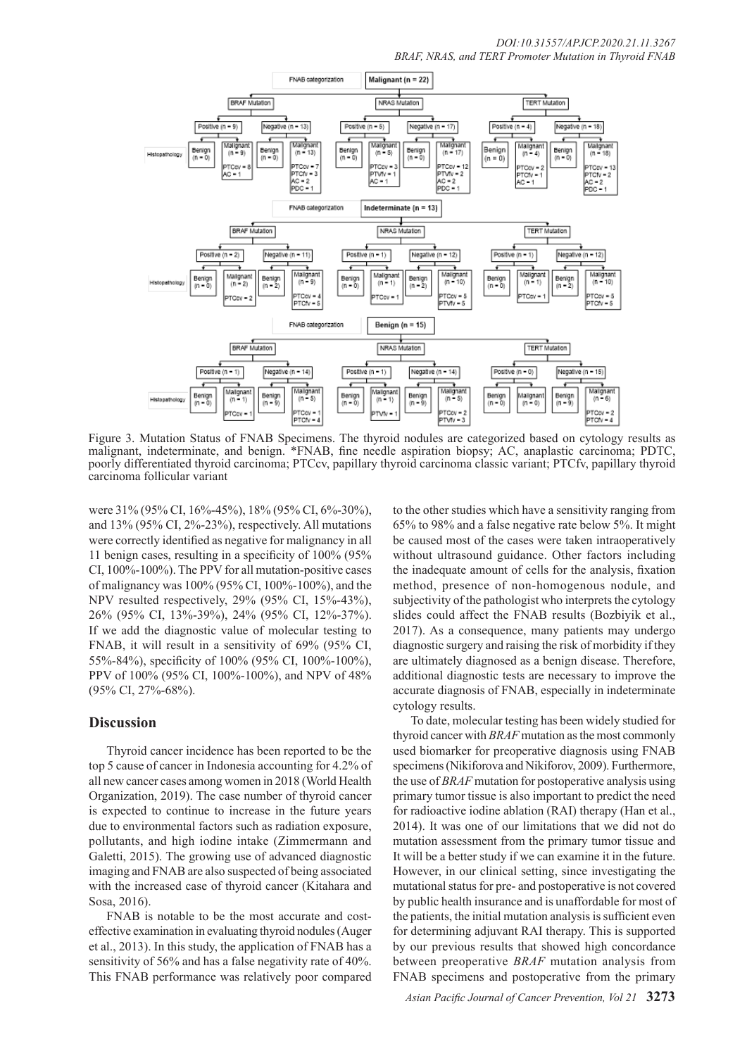Figure 3. Mutation Status of FNAB Specimens. The thyroid nodules are categorized based on cytology results as malignant, indeterminate, and benign. *FNAB, fine needle aspiration biopsy; AC, anaplastic carcinoma; PDTC, poorly differentiated thyroid carcinoma; PTCcv, papillary thyroid carcinoma classic variant; PTCfv, papillary thyroid carcinoma follicular variant

were 31% (95% CI, 16%-45%), 18% (95% CI, 6%-30%), and 13% (95% CI, 2%-23%), respectively. All mutations were correctly identified as negative for malignancy in all 11 benign cases, resulting in a specificity of 100% (95% CI, 100%-100%). The PPV for all mutation-positive cases of malignancy was 100% (95% CI, 100%-100%), and the NPV resulted respectively, 29% (95% CI, 15%-43%), 26% (95% CI, 13%-39%), 24% (95% CI, 12%-37%). If we add the diagnostic value of molecular testing to FNAB, it will result in a sensitivity of 69% (95% CI, 55%-84%), specificity of 100% (95% CI, 100%-100%), PPV of 100% (95% CI, 100%-100%), and NPV of 48% (95% CI, 27%-68%).

## Discussion

Thyroid cancer incidence has been reported to be the top 5 cause of cancer in Indonesia accounting for 4.2% of all new cancer cases among women in 2018 (World Health Organization, 2019). The case number of thyroid cancer is expected to continue to increase in the future years due to environmental factors such as radiation exposure, pollutants, and high iodine intake (Zimmermann and Galetti, 2015). The growing use of advanced diagnostic imaging and FNAB are also suspected of being associated with the increased case of thyroid cancer (Kitahara and Sosa, 2016).

FNAB is notable to be the most accurate and cost-effective examination in evaluating thyroid nodules (Auger et al., 2013). In this study, the application of FNAB has a sensitivity of 56% and has a false negativity rate of 40%. This FNAB performance was relatively poor compared to the other studies which have a sensitivity ranging from 65% to 98% and a false negative rate below 5%. It might be caused most of the cases were taken intraoperatively without ultrasound guidance. Other factors including the inadequate amount of cells for the analysis, fixation method, presence of non-homogenous nodule, and subjectivity of the pathologist who interprets the cytology slides could affect the FNAB results (Bozbiyik et al., 2017). As a consequence, many patients may undergo diagnostic surgery and raising the risk of morbidity if they are ultimately diagnosed as a benign disease. Therefore, additional diagnostic tests are necessary to improve the accurate diagnosis of FNAB, especially in indeterminate cytology results.

To date, molecular testing has been widely studied for thyroid cancer with *BRAF* mutation as the most commonly used biomarker for preoperative diagnosis using FNAB specimens (Nikiforova and Nikiforov, 2009). Furthermore, the use of *BRAF* mutation for postoperative analysis using primary tumor tissue is also important to predict the need for radioactive iodine ablation (RAI) therapy (Han et al., 2014). It was one of our limitations that we did not do mutation assessment from the primary tumor tissue and It will be a better study if we can examine it in the future. However, in our clinical setting, since investigating the mutational status for pre- and postoperative is not covered by public health insurance and is unaffordable for most of the patients, the initial mutation analysis is sufficient even for determining adjuvant RAI therapy. This is supported by our previous results that showed high concordance between preoperative *BRAF* mutation analysis from FNAB specimens and postoperative from the primary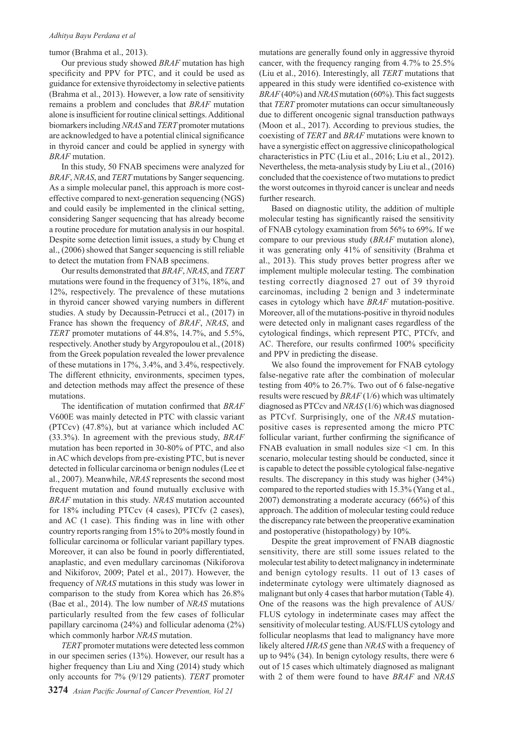tumor (Brahma et al., 2013).

Our previous study showed *BRAF* mutation has high specificity and PPV for PTC, and it could be used as guidance for extensive thyroidectomy in selective patients (Brahma et al., 2013). However, a low rate of sensitivity remains a problem and concludes that *BRAF* mutation alone is insufficient for routine clinical settings. Additional biomarkers including *NRAS* and *TERT* promoter mutations are acknowledged to have a potential clinical significance in thyroid cancer and could be applied in synergy with *BRAF* mutation.

In this study, 50 FNAB specimens were analyzed for *BRAF*, *NRAS*, and *TERT* mutations by Sanger sequencing. As a simple molecular panel, this approach is more cost-effective compared to next-generation sequencing (NGS) and could easily be implemented in the clinical setting, considering Sanger sequencing that has already become a routine procedure for mutation analysis in our hospital. Despite some detection limit issues, a study by Chung et al., (2006) showed that Sanger sequencing is still reliable to detect the mutation from FNAB specimens.

Our results demonstrated that *BRAF*, *NRAS*, and *TERT* mutations were found in the frequency of 31%, 18%, and 12%, respectively. The prevalence of these mutations in thyroid cancer showed varying numbers in different studies. A study by Decaussin-Petrucci et al., (2017) in France has shown the frequency of *BRAF*, *NRAS*, and *TERT* promoter mutations of 44.8%, 14.7%, and 5.5%, respectively. Another study by Argyropoulou et al., (2018) from the Greek population revealed the lower prevalence of these mutations in 17%, 3.4%, and 3.4%, respectively. The different ethnicity, environments, specimen types, and detection methods may affect the presence of these mutations.

The identification of mutation confirmed that *BRAF* V600E was mainly detected in PTC with classic variant (PTCcv) (47.8%), but at variance which included AC (33.3%). In agreement with the previous study, *BRAF* mutation has been reported in 30-80% of PTC, and also in AC which develops from pre-existing PTC, but is never detected in follicular carcinoma or benign nodules (Lee et al., 2007). Meanwhile, *NRAS* represents the second most frequent mutation and found mutually exclusive with *BRAF* mutation in this study. *NRAS* mutation accounted for 18% including PTCcv (4 cases), PTCfv (2 cases), and AC (1 case). This finding was in line with other country reports ranging from 15% to 20% mostly found in follicular carcinoma or follicular variant papillary types. Moreover, it can also be found in poorly differentiated, anaplastic, and even medullary carcinomas (Nikiforova and Nikiforov, 2009; Patel et al., 2017). However, the frequency of *NRAS* mutations in this study was lower in comparison to the study from Korea which has 26.8% (Bae et al., 2014). The low number of *NRAS* mutations particularly resulted from the few cases of follicular papillary carcinoma (24%) and follicular adenoma (2%) which commonly harbor *NRAS* mutation.

*TERT* promoter mutations were detected less common in our specimen series (13%). However, our result has a higher frequency than Liu and Xing (2014) study which only accounts for 7% (9/129 patients). *TERT* promoter mutations are generally found only in aggressive thyroid cancer, with the frequency ranging from 4.7% to 25.5% (Liu et al., 2016). Interestingly, all *TERT* mutations that appeared in this study were identified co-existence with *BRAF* (40%) and *NRAS* mutation (60%). This fact suggests that *TERT* promoter mutations can occur simultaneously due to different oncogenic signal transduction pathways (Moon et al., 2017). According to previous studies, the coexisting of *TERT* and *BRAF* mutations were known to have a synergistic effect on aggressive clinicopathological characteristics in PTC (Liu et al., 2016; Liu et al., 2012). Nevertheless, the meta-analysis study by Liu et al., (2016) concluded that the coexistence of two mutations to predict the worst outcomes in thyroid cancer is unclear and needs further research.

Based on diagnostic utility, the addition of multiple molecular testing has significantly raised the sensitivity of FNAB cytology examination from 56% to 69%. If we compare to our previous study (*BRAF* mutation alone), it was generating only 41% of sensitivity (Brahma et al., 2013). This study proves better progress after we implement multiple molecular testing. The combination testing correctly diagnosed 27 out of 39 thyroid carcinomas, including 2 benign and 3 indeterminate cases in cytology which have *BRAF* mutation-positive. Moreover, all of the mutations-positive in thyroid nodules were detected only in malignant cases regardless of the cytological findings, which represent PTC, PTCfv, and AC. Therefore, our results confirmed 100% specificity and PPV in predicting the disease.

We also found the improvement for FNAB cytology false-negative rate after the combination of molecular testing from 40% to 26.7%. Two out of 6 false-negative results were rescued by *BRAF* (1/6) which was ultimately diagnosed as PTCcv and *NRAS* (1/6) which was diagnosed as PTCvf. Surprisingly, one of the *NRAS* mutation-positive cases is represented among the micro PTC follicular variant, further confirming the significance of FNAB evaluation in small nodules size <1 cm. In this scenario, molecular testing should be conducted, since it is capable to detect the possible cytological false-negative results. The discrepancy in this study was higher (34%) compared to the reported studies with 15.3% (Yang et al., 2007) demonstrating a moderate accuracy (66%) of this approach. The addition of molecular testing could reduce the discrepancy rate between the preoperative examination and postoperative (histopathology) by 10%.

Despite the great improvement of FNAB diagnostic sensitivity, there are still some issues related to the molecular test ability to detect malignancy in indeterminate and benign cytology results. 11 out of 13 cases of indeterminate cytology were ultimately diagnosed as malignant but only 4 cases that harbor mutation (Table 4). One of the reasons was the high prevalence of AUS/FLUS cytology in indeterminate cases may affect the sensitivity of molecular testing. AUS/FLUS cytology and follicular neoplasms that lead to malignancy have more likely altered *HRAS* gene than *NRAS* with a frequency of up to 94% (34). In benign cytology results, there were 6 out of 15 cases which ultimately diagnosed as malignant with 2 of them were found to have *BRAF* and *NRAS*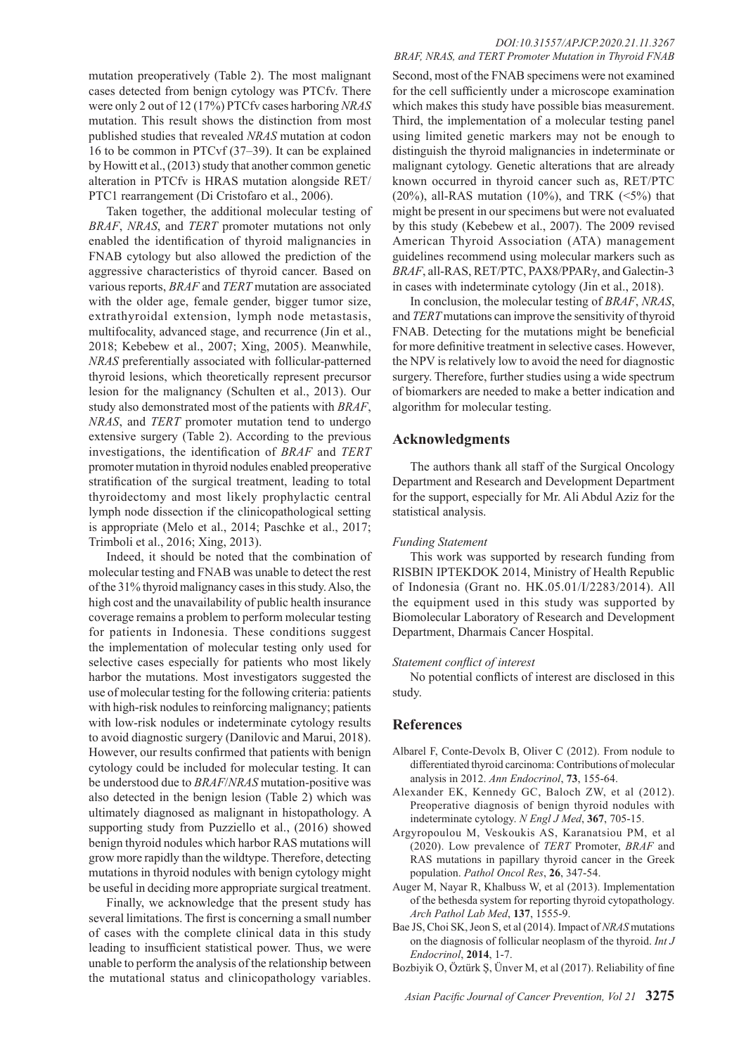mutation preoperatively (Table 2). The most malignant cases detected from benign cytology was PTCfv. There were only 2 out of 12 (17%) PTCfv cases harboring *NRAS* mutation. This result shows the distinction from most published studies that revealed *NRAS* mutation at codon 16 to be common in PTCvf (37–39). It can be explained by Howitt et al., (2013) study that another common genetic alteration in PTCfv is HRAS mutation alongside RET/PTC1 rearrangement (Di Cristofaro et al., 2006).

Taken together, the additional molecular testing of *BRAF*, *NRAS*, and *TERT* promoter mutations not only enabled the identification of thyroid malignancies in FNAB cytology but also allowed the prediction of the aggressive characteristics of thyroid cancer. Based on various reports, *BRAF* and *TERT* mutation are associated with the older age, female gender, bigger tumor size, extrathyroidal extension, lymph node metastasis, multifocality, advanced stage, and recurrence (Jin et al., 2018; Kebebew et al., 2007; Xing, 2005). Meanwhile, *NRAS* preferentially associated with follicular-patterned thyroid lesions, which theoretically represent precursor lesion for the malignancy (Schulten et al., 2013). Our study also demonstrated most of the patients with *BRAF*, *NRAS*, and *TERT* promoter mutation tend to undergo extensive surgery (Table 2). According to the previous investigations, the identification of *BRAF* and *TERT* promoter mutation in thyroid nodules enabled preoperative stratification of the surgical treatment, leading to total thyroidectomy and most likely prophylactic central lymph node dissection if the clinicopathological setting is appropriate (Melo et al., 2014; Paschke et al., 2017; Trimboli et al., 2016; Xing, 2013).

Indeed, it should be noted that the combination of molecular testing and FNAB was unable to detect the rest of the 31% thyroid malignancy cases in this study. Also, the high cost and the unavailability of public health insurance coverage remains a problem to perform molecular testing for patients in Indonesia. These conditions suggest the implementation of molecular testing only used for selective cases especially for patients who most likely harbor the mutations. Most investigators suggested the use of molecular testing for the following criteria: patients with high-risk nodules to reinforcing malignancy; patients with low-risk nodules or indeterminate cytology results to avoid diagnostic surgery (Danilovic and Marui, 2018). However, our results confirmed that patients with benign cytology could be included for molecular testing. It can be understood due to *BRAF*/*NRAS* mutation-positive was also detected in the benign lesion (Table 2) which was ultimately diagnosed as malignant in histopathology. A supporting study from Puzziello et al., (2016) showed benign thyroid nodules which harbor RAS mutations will grow more rapidly than the wildtype. Therefore, detecting mutations in thyroid nodules with benign cytology might be useful in deciding more appropriate surgical treatment.

Finally, we acknowledge that the present study has several limitations. The first is concerning a small number of cases with the complete clinical data in this study leading to insufficient statistical power. Thus, we were unable to perform the analysis of the relationship between the mutational status and clinicopathology variables. Second, most of the FNAB specimens were not examined for the cell sufficiently under a microscope examination which makes this study have possible bias measurement. Third, the implementation of a molecular testing panel using limited genetic markers may not be enough to distinguish the thyroid malignancies in indeterminate or malignant cytology. Genetic alterations that are already known occurred in thyroid cancer such as, RET/PTC (20%), all-RAS mutation (10%), and TRK (<5%) that might be present in our specimens but were not evaluated by this study (Kebebew et al., 2007). The 2009 revised American Thyroid Association (ATA) management guidelines recommend using molecular markers such as *BRAF*, all-RAS, RET/PTC, PAX8/PPARγ, and Galectin-3 in cases with indeterminate cytology (Jin et al., 2018).

In conclusion, the molecular testing of *BRAF*, *NRAS*, and *TERT* mutations can improve the sensitivity of thyroid FNAB. Detecting for the mutations might be beneficial for more definitive treatment in selective cases. However, the NPV is relatively low to avoid the need for diagnostic surgery. Therefore, further studies using a wide spectrum of biomarkers are needed to make a better indication and algorithm for molecular testing.

## Acknowledgments

The authors thank all staff of the Surgical Oncology Department and Research and Development Department for the support, especially for Mr. Ali Abdul Aziz for the statistical analysis.

### *Funding Statement*

This work was supported by research funding from RISBIN IPTEKDOK 2014, Ministry of Health Republic of Indonesia (Grant no. HK.05.01/I/2283/2014). All the equipment used in this study was supported by Biomolecular Laboratory of Research and Development Department, Dharmais Cancer Hospital.

### *Statement conflict of interest*

No potential conflicts of interest are disclosed in this study.

## References

Albarel F, Conte-Devolx B, Oliver C (2012). From nodule to differentiated thyroid carcinoma: Contributions of molecular analysis in 2012. *Ann Endocrinol*, **73**, 155-64.

Alexander EK, Kennedy GC, Baloch ZW, et al (2012). Preoperative diagnosis of benign thyroid nodules with indeterminate cytology. *N Engl J Med*, **367**, 705-15.

Argyropoulou M, Veskoukis AS, Karanatsiou PM, et al (2020). Low prevalence of *TERT* Promoter, *BRAF* and RAS mutations in papillary thyroid cancer in the Greek population. *Pathol Oncol Res*, **26**, 347-54.

Auger M, Nayar R, Khalbuss W, et al (2013). Implementation of the bethesda system for reporting thyroid cytopathology. *Arch Pathol Lab Med*, **137**, 1555-9.

Bae JS, Choi SK, Jeon S, et al (2014). Impact of *NRAS* mutations on the diagnosis of follicular neoplasm of the thyroid. *Int J Endocrinol*, **2014**, 1-7.

Bozbiyik O, Öztürk Ş, Ünver M, et al (2017). Reliability of fine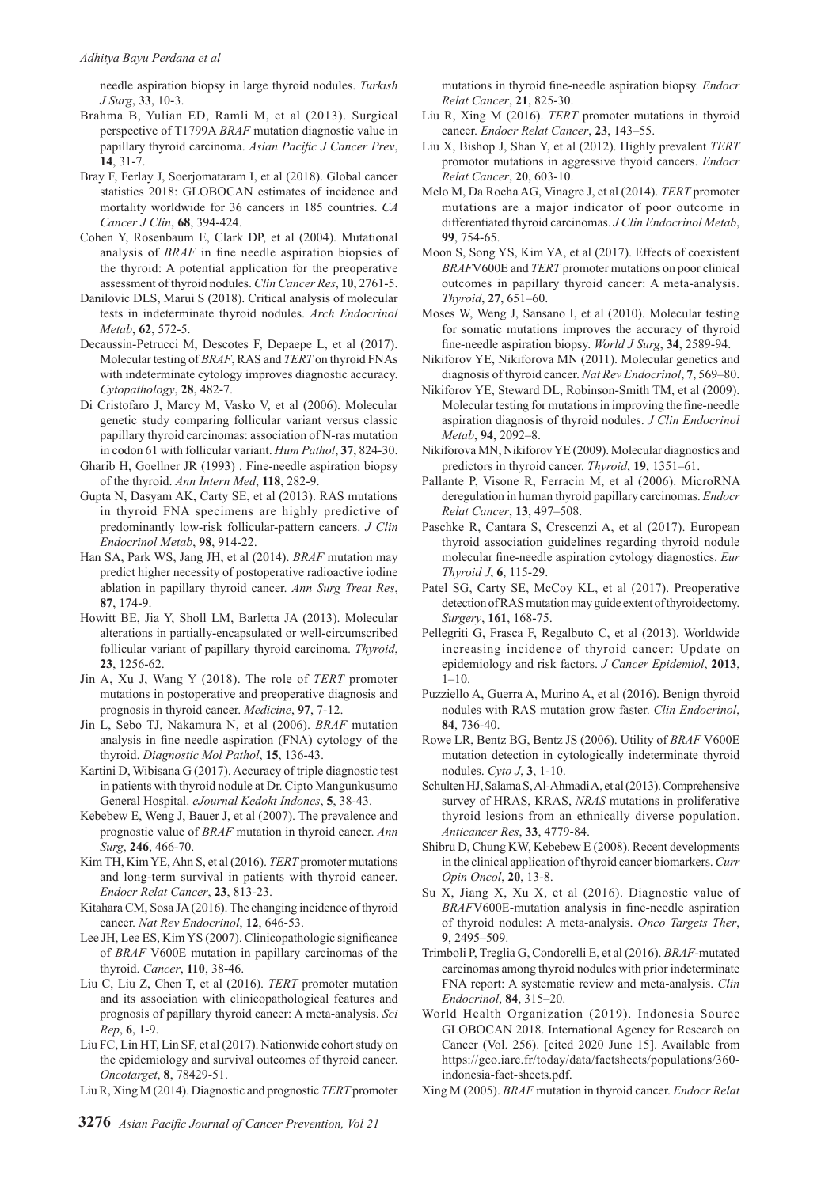needle aspiration biopsy in large thyroid nodules. *Turkish J Surg*, **33**, 10-3.

Brahma B, Yulian ED, Ramli M, et al (2013). Surgical perspective of T1799A *BRAF* mutation diagnostic value in papillary thyroid carcinoma. *Asian Pacific J Cancer Prev*, **14**, 31-7.

Bray F, Ferlay J, Soerjomataram I, et al (2018). Global cancer statistics 2018: GLOBOCAN estimates of incidence and mortality worldwide for 36 cancers in 185 countries. *CA Cancer J Clin*, **68**, 394-424.

Cohen Y, Rosenbaum E, Clark DP, et al (2004). Mutational analysis of *BRAF* in fine needle aspiration biopsies of the thyroid: A potential application for the preoperative assessment of thyroid nodules. *Clin Cancer Res*, **10**, 2761-5.

Danilovic DLS, Marui S (2018). Critical analysis of molecular tests in indeterminate thyroid nodules. *Arch Endocrinol Metab*, **62**, 572-5.

Decaussin-Petrucci M, Descotes F, Depaepe L, et al (2017). Molecular testing of *BRAF*, RAS and *TERT* on thyroid FNAs with indeterminate cytology improves diagnostic accuracy. *Cytopathology*, **28**, 482-7.

Di Cristofaro J, Marcy M, Vasko V, et al (2006). Molecular genetic study comparing follicular variant versus classic papillary thyroid carcinomas: association of N-ras mutation in codon 61 with follicular variant. *Hum Pathol*, **37**, 824-30.

Gharib H, Goellner JR (1993) . Fine-needle aspiration biopsy of the thyroid. *Ann Intern Med*, **118**, 282-9.

Gupta N, Dasyam AK, Carty SE, et al (2013). RAS mutations in thyroid FNA specimens are highly predictive of predominantly low-risk follicular-pattern cancers. *J Clin Endocrinol Metab*, **98**, 914-22.

Han SA, Park WS, Jang JH, et al (2014). *BRAF* mutation may predict higher necessity of postoperative radioactive iodine ablation in papillary thyroid cancer. *Ann Surg Treat Res*, **87**, 174-9.

Howitt BE, Jia Y, Sholl LM, Barletta JA (2013). Molecular alterations in partially-encapsulated or well-circumscribed follicular variant of papillary thyroid carcinoma. *Thyroid*, **23**, 1256-62.

Jin A, Xu J, Wang Y (2018). The role of *TERT* promoter mutations in postoperative and preoperative diagnosis and prognosis in thyroid cancer. *Medicine*, **97**, 7-12.

Jin L, Sebo TJ, Nakamura N, et al (2006). *BRAF* mutation analysis in fine needle aspiration (FNA) cytology of the thyroid. *Diagnostic Mol Pathol*, **15**, 136-43.

Kartini D, Wibisana G (2017). Accuracy of triple diagnostic test in patients with thyroid nodule at Dr. Cipto Mangunkusumo General Hospital. *eJournal Kedokt Indones*, **5**, 38-43.

Kebebew E, Weng J, Bauer J, et al (2007). The prevalence and prognostic value of *BRAF* mutation in thyroid cancer. *Ann Surg*, **246**, 466-70.

Kim TH, Kim YE, Ahn S, et al (2016). *TERT* promoter mutations and long-term survival in patients with thyroid cancer. *Endocr Relat Cancer*, **23**, 813-23.

Kitahara CM, Sosa JA (2016). The changing incidence of thyroid cancer. *Nat Rev Endocrinol*, **12**, 646-53.

Lee JH, Lee ES, Kim YS (2007). Clinicopathologic significance of *BRAF* V600E mutation in papillary carcinomas of the thyroid. *Cancer*, **110**, 38-46.

Liu C, Liu Z, Chen T, et al (2016). *TERT* promoter mutation and its association with clinicopathological features and prognosis of papillary thyroid cancer: A meta-analysis. *Sci Rep*, **6**, 1-9.

Liu FC, Lin HT, Lin SF, et al (2017). Nationwide cohort study on the epidemiology and survival outcomes of thyroid cancer. *Oncotarget*, **8**, 78429-51.

Liu R, Xing M (2014). Diagnostic and prognostic *TERT* promoter mutations in thyroid fine-needle aspiration biopsy. *Endocr Relat Cancer*, **21**, 825-30.

Liu R, Xing M (2016). *TERT* promoter mutations in thyroid cancer. *Endocr Relat Cancer*, **23**, 143–55.

Liu X, Bishop J, Shan Y, et al (2012). Highly prevalent *TERT* promotor mutations in aggressive thyoid cancers. *Endocr Relat Cancer*, **20**, 603-10.

Melo M, Da Rocha AG, Vinagre J, et al (2014). *TERT* promoter mutations are a major indicator of poor outcome in differentiated thyroid carcinomas. *J Clin Endocrinol Metab*, **99**, 754-65.

Moon S, Song YS, Kim YA, et al (2017). Effects of coexistent *BRAF*V600E and *TERT* promoter mutations on poor clinical outcomes in papillary thyroid cancer: A meta-analysis. *Thyroid*, **27**, 651–60.

Moses W, Weng J, Sansano I, et al (2010). Molecular testing for somatic mutations improves the accuracy of thyroid fine-needle aspiration biopsy. *World J Surg*, **34**, 2589-94.

Nikiforov YE, Nikiforova MN (2011). Molecular genetics and diagnosis of thyroid cancer. *Nat Rev Endocrinol*, **7**, 569–80.

Nikiforov YE, Steward DL, Robinson-Smith TM, et al (2009). Molecular testing for mutations in improving the fine-needle aspiration diagnosis of thyroid nodules. *J Clin Endocrinol Metab*, **94**, 2092–8.

Nikiforova MN, Nikiforov YE (2009). Molecular diagnostics and predictors in thyroid cancer. *Thyroid*, **19**, 1351–61.

Pallante P, Visone R, Ferracin M, et al (2006). MicroRNA deregulation in human thyroid papillary carcinomas. *Endocr Relat Cancer*, **13**, 497–508.

Paschke R, Cantara S, Crescenzi A, et al (2017). European thyroid association guidelines regarding thyroid nodule molecular fine-needle aspiration cytology diagnostics. *Eur Thyroid J*, **6**, 115-29.

Patel SG, Carty SE, McCoy KL, et al (2017). Preoperative detection of RAS mutation may guide extent of thyroidectomy. *Surgery*, **161**, 168-75.

Pellegriti G, Frasca F, Regalbuto C, et al (2013). Worldwide increasing incidence of thyroid cancer: Update on epidemiology and risk factors. *J Cancer Epidemiol*, **2013**, 1–10.

Puzziello A, Guerra A, Murino A, et al (2016). Benign thyroid nodules with RAS mutation grow faster. *Clin Endocrinol*, **84**, 736-40.

Rowe LR, Bentz BG, Bentz JS (2006). Utility of *BRAF* V600E mutation detection in cytologically indeterminate thyroid nodules. *Cyto J*, **3**, 1-10.

Schulten HJ, Salama S, Al-Ahmadi A, et al (2013). Comprehensive survey of HRAS, KRAS, *NRAS* mutations in proliferative thyroid lesions from an ethnically diverse population. *Anticancer Res*, **33**, 4779-84.

Shibru D, Chung KW, Kebebew E (2008). Recent developments in the clinical application of thyroid cancer biomarkers. *Curr Opin Oncol*, **20**, 13-8.

Su X, Jiang X, Xu X, et al (2016). Diagnostic value of *BRAF*V600E-mutation analysis in fine-needle aspiration of thyroid nodules: A meta-analysis. *Onco Targets Ther*, **9**, 2495–509.

Trimboli P, Treglia G, Condorelli E, et al (2016). *BRAF*-mutated carcinomas among thyroid nodules with prior indeterminate FNA report: A systematic review and meta-analysis. *Clin Endocrinol*, **84**, 315–20.

World Health Organization (2019). Indonesia Source GLOBOCAN 2018. International Agency for Research on Cancer (Vol. 256). [cited 2020 June 15]. Available from https://gco.iarc.fr/today/data/factsheets/populations/360-indonesia-fact-sheets.pdf.

Xing M (2005). *BRAF* mutation in thyroid cancer. *Endocr Relat*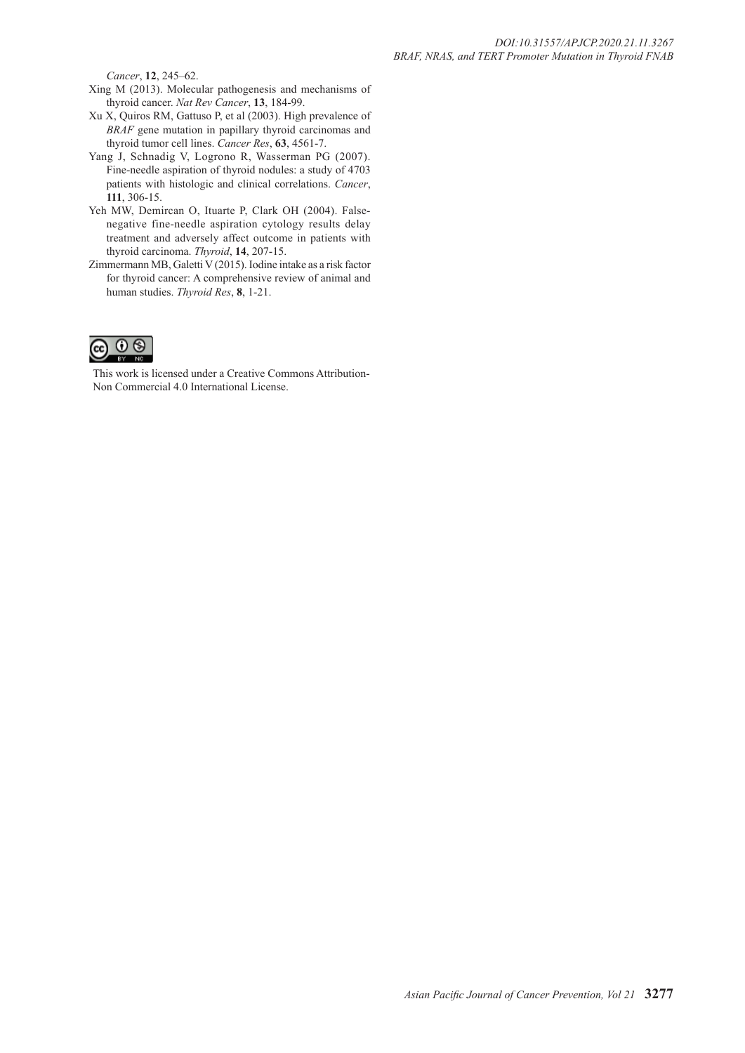*Cancer*, **12**, 245–62.

Xing M (2013). Molecular pathogenesis and mechanisms of thyroid cancer. *Nat Rev Cancer*, **13**, 184-99.

Xu X, Quiros RM, Gattuso P, et al (2003). High prevalence of *BRAF* gene mutation in papillary thyroid carcinomas and thyroid tumor cell lines. *Cancer Res*, **63**, 4561-7.

Yang J, Schnadig V, Logrono R, Wasserman PG (2007). Fine-needle aspiration of thyroid nodules: a study of 4703 patients with histologic and clinical correlations. *Cancer*, **111**, 306-15.

Yeh MW, Demircan O, Ituarte P, Clark OH (2004). False-negative fine-needle aspiration cytology results delay treatment and adversely affect outcome in patients with thyroid carcinoma. *Thyroid*, **14**, 207-15.

Zimmermann MB, Galetti V (2015). Iodine intake as a risk factor for thyroid cancer: A comprehensive review of animal and human studies. *Thyroid Res*, **8**, 1-21.

This work is licensed under a Creative Commons Attribution-Non Commercial 4.0 International License.